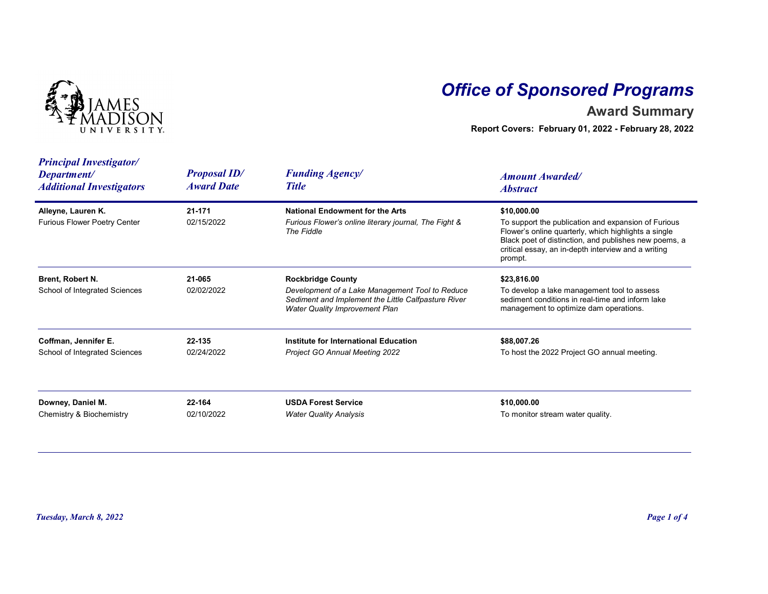# Office of Sponsored Programs

## Award Summary

**Report Covers: February 01, 2022 - February 28, 2022**

| *Principal Investigator/ Department/ Additional Investigators* | *Proposal ID/ Award Date* | *Funding Agency/ Title* | *Amount Awarded/ Abstract* |
|---|---|---|---|
| **Alleyne, Lauren K.**<br>Furious Flower Poetry Center | **21-171**<br>02/15/2022 | **National Endowment for the Arts**<br>*Furious Flower's online literary journal, The Fight & The Fiddle* | **$10,000.00**<br>To support the publication and expansion of Furious Flower's online quarterly, which highlights a single Black poet of distinction, and publishes new poems, a critical essay, an in-depth interview and a writing prompt. |
| **Brent, Robert N.**<br>School of Integrated Sciences | **21-065**<br>02/02/2022 | **Rockbridge County**<br>*Development of a Lake Management Tool to Reduce Sediment and Implement the Little Calfpasture River Water Quality Improvement Plan* | **$23,816.00**<br>To develop a lake management tool to assess sediment conditions in real-time and inform lake management to optimize dam operations. |
| **Coffman, Jennifer E.**<br>School of Integrated Sciences | **22-135**<br>02/24/2022 | **Institute for International Education**<br>*Project GO Annual Meeting 2022* | **$88,007.26**<br>To host the 2022 Project GO annual meeting. |
| **Downey, Daniel M.**<br>Chemistry & Biochemistry | **22-164**<br>02/10/2022 | **USDA Forest Service**<br>*Water Quality Analysis* | **$10,000.00**<br>To monitor stream water quality. |

*Tuesday, March 8, 2022*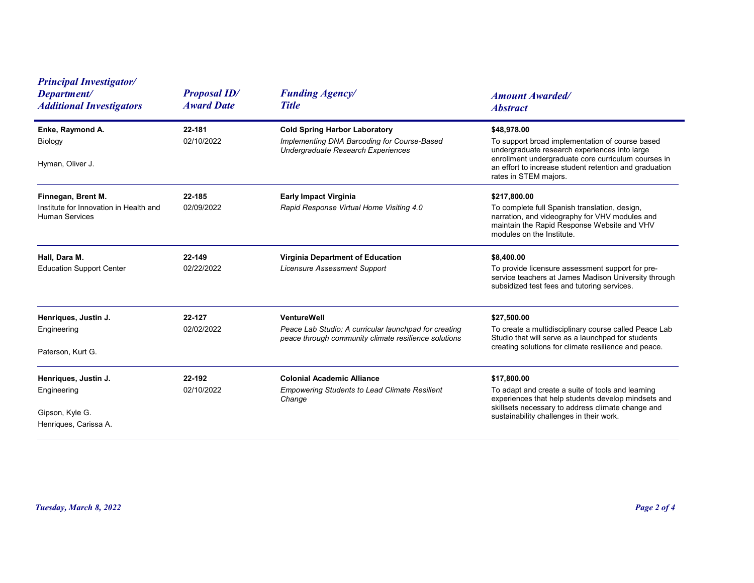| *Principal Investigator/ Department/ Additional Investigators* | *Proposal ID/ Award Date* | *Funding Agency/ Title* | *Amount Awarded/ Abstract* |
|---|---|---|---|
| **Enke, Raymond A.**<br>Biology<br><br>Hyman, Oliver J. | **22-181**<br>02/10/2022 | **Cold Spring Harbor Laboratory**<br>*Implementing DNA Barcoding for Course-Based Undergraduate Research Experiences* | **$48,978.00**<br>To support broad implementation of course based undergraduate research experiences into large enrollment undergraduate core curriculum courses in an effort to increase student retention and graduation rates in STEM majors. |
| **Finnegan, Brent M.**<br>Institute for Innovation in Health and Human Services | **22-185**<br>02/09/2022 | **Early Impact Virginia**<br>*Rapid Response Virtual Home Visiting 4.0* | **$217,800.00**<br>To complete full Spanish translation, design, narration, and videography for VHV modules and maintain the Rapid Response Website and VHV modules on the Institute. |
| **Hall, Dara M.**<br>Education Support Center | **22-149**<br>02/22/2022 | **Virginia Department of Education**<br>*Licensure Assessment Support* | **$8,400.00**<br>To provide licensure assessment support for pre-service teachers at James Madison University through subsidized test fees and tutoring services. |
| **Henriques, Justin J.**<br>Engineering<br><br>Paterson, Kurt G. | **22-127**<br>02/02/2022 | **VentureWell**<br>*Peace Lab Studio: A curricular launchpad for creating peace through community climate resilience solutions* | **$27,500.00**<br>To create a multidisciplinary course called Peace Lab Studio that will serve as a launchpad for students creating solutions for climate resilience and peace. |
| **Henriques, Justin J.**<br>Engineering<br><br>Gipson, Kyle G.<br>Henriques, Carissa A. | **22-192**<br>02/10/2022 | **Colonial Academic Alliance**<br>*Empowering Students to Lead Climate Resilient Change* | **$17,800.00**<br>To adapt and create a suite of tools and learning experiences that help students develop mindsets and skillsets necessary to address climate change and sustainability challenges in their work. |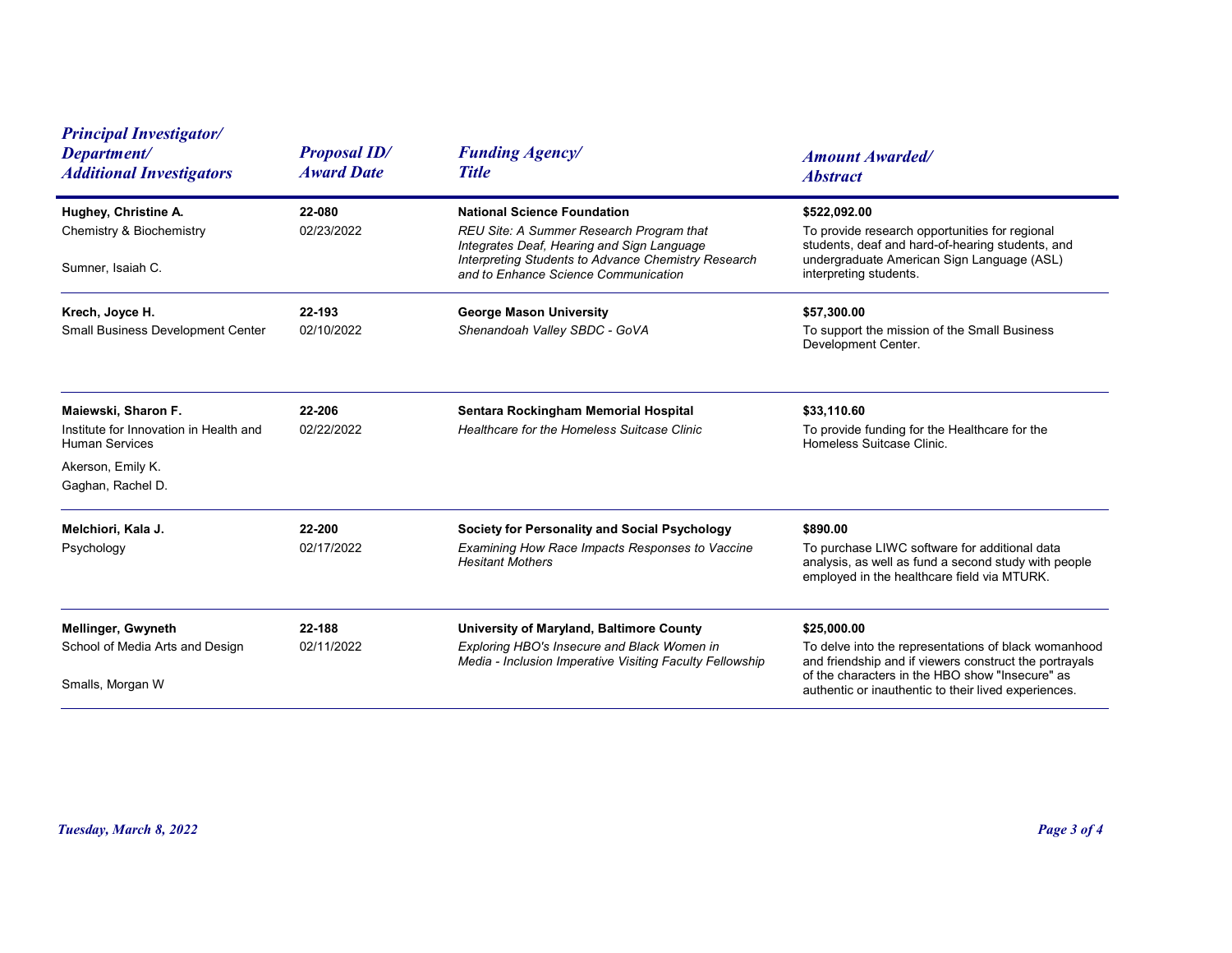| Principal Investigator/ Department/ Additional Investigators | Proposal ID/ Award Date | Funding Agency/ Title | Amount Awarded/ Abstract |
|---|---|---|---|
| **Hughey, Christine A.**<br>Chemistry & Biochemistry<br>Sumner, Isaiah C. | **22-080**<br>02/23/2022 | **National Science Foundation**<br>*REU Site: A Summer Research Program that Integrates Deaf, Hearing and Sign Language Interpreting Students to Advance Chemistry Research and to Enhance Science Communication* | **$522,092.00**<br>To provide research opportunities for regional students, deaf and hard-of-hearing students, and undergraduate American Sign Language (ASL) interpreting students. |
| **Krech, Joyce H.**<br>Small Business Development Center | **22-193**<br>02/10/2022 | **George Mason University**<br>*Shenandoah Valley SBDC - GoVA* | **$57,300.00**<br>To support the mission of the Small Business Development Center. |
| **Maiewski, Sharon F.**<br>Institute for Innovation in Health and Human Services<br>Akerson, Emily K.<br>Gaghan, Rachel D. | **22-206**<br>02/22/2022 | **Sentara Rockingham Memorial Hospital**<br>*Healthcare for the Homeless Suitcase Clinic* | **$33,110.60**<br>To provide funding for the Healthcare for the Homeless Suitcase Clinic. |
| **Melchiori, Kala J.**<br>Psychology | **22-200**<br>02/17/2022 | **Society for Personality and Social Psychology**<br>*Examining How Race Impacts Responses to Vaccine Hesitant Mothers* | **$890.00**<br>To purchase LIWC software for additional data analysis, as well as fund a second study with people employed in the healthcare field via MTURK. |
| **Mellinger, Gwyneth**<br>School of Media Arts and Design<br>Smalls, Morgan W | **22-188**<br>02/11/2022 | **University of Maryland, Baltimore County**<br>*Exploring HBO's Insecure and Black Women in Media - Inclusion Imperative Visiting Faculty Fellowship* | **$25,000.00**<br>To delve into the representations of black womanhood and friendship and if viewers construct the portrayals of the characters in the HBO show "Insecure" as authentic or inauthentic to their lived experiences. |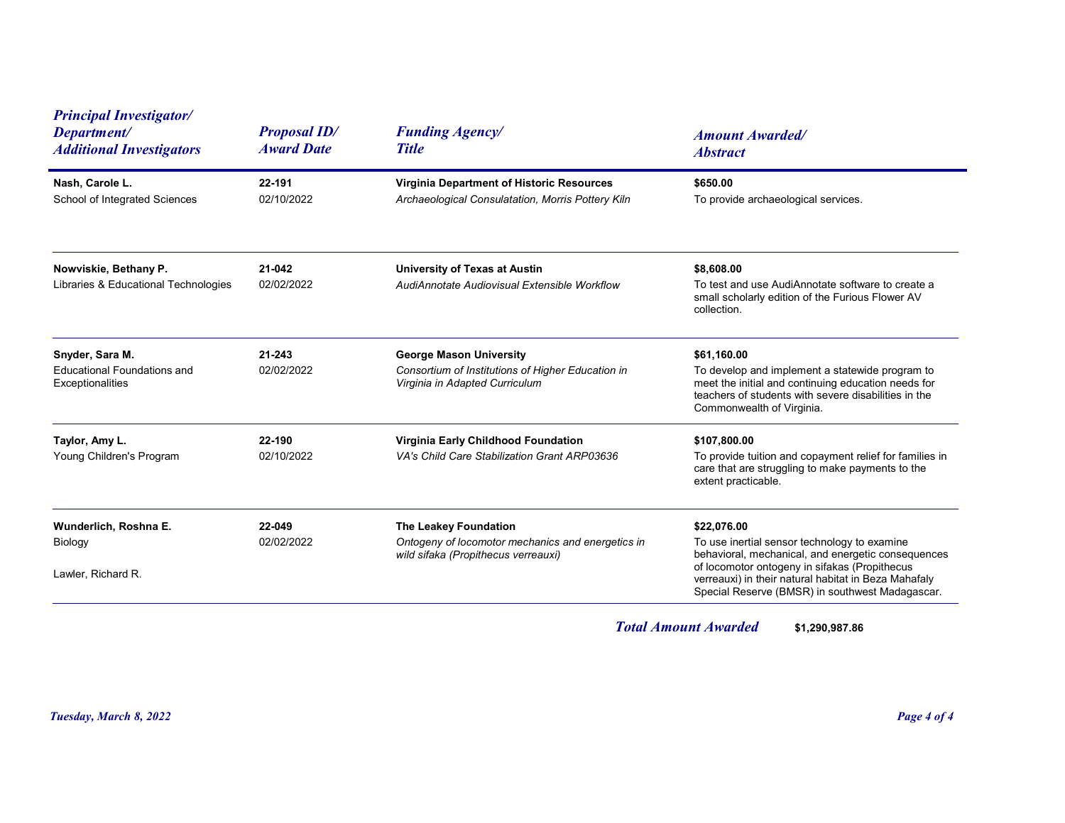| *Principal Investigator/ Department/ Additional Investigators* | *Proposal ID/ Award Date* | *Funding Agency/ Title* | *Amount Awarded/ Abstract* |
|---|---|---|---|
| **Nash, Carole L.**<br>School of Integrated Sciences | **22-191**<br>02/10/2022 | **Virginia Department of Historic Resources**<br>*Archaeological Consulatation, Morris Pottery Kiln* | **$650.00**<br>To provide archaeological services. |
| **Nowviskie, Bethany P.**<br>Libraries & Educational Technologies | **21-042**<br>02/02/2022 | **University of Texas at Austin**<br>*AudiAnnotate Audiovisual Extensible Workflow* | **$8,608.00**<br>To test and use AudiAnnotate software to create a small scholarly edition of the Furious Flower AV collection. |
| **Snyder, Sara M.**<br>Educational Foundations and Exceptionalities | **21-243**<br>02/02/2022 | **George Mason University**<br>*Consortium of Institutions of Higher Education in Virginia in Adapted Curriculum* | **$61,160.00**<br>To develop and implement a statewide program to meet the initial and continuing education needs for teachers of students with severe disabilities in the Commonwealth of Virginia. |
| **Taylor, Amy L.**<br>Young Children's Program | **22-190**<br>02/10/2022 | **Virginia Early Childhood Foundation**<br>*VA's Child Care Stabilization Grant ARP03636* | **$107,800.00**<br>To provide tuition and copayment relief for families in care that are struggling to make payments to the extent practicable. |
| **Wunderlich, Roshna E.**<br>Biology<br><br>Lawler, Richard R. | **22-049**<br>02/02/2022 | **The Leakey Foundation**<br>*Ontogeny of locomotor mechanics and energetics in wild sifaka (Propithecus verreauxi)* | **$22,076.00**<br>To use inertial sensor technology to examine behavioral, mechanical, and energetic consequences of locomotor ontogeny in sifakas (Propithecus verreauxi) in their natural habitat in Beza Mahafaly Special Reserve (BMSR) in southwest Madagascar. |

***Total Amount Awarded*** **$1,290,987.86**

*Tuesday, March 8, 2022*